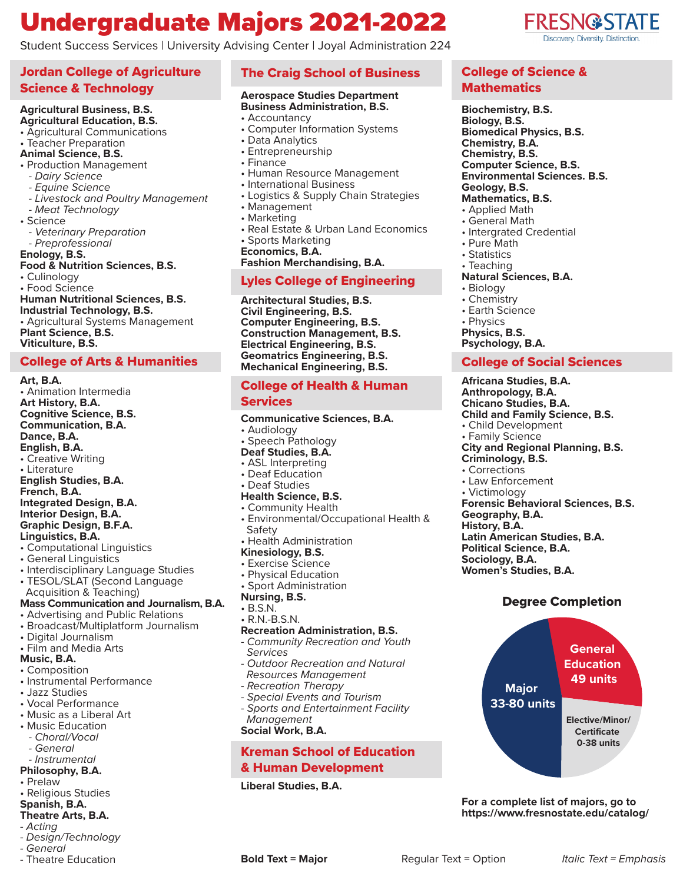# Undergraduate Majors 2021-2022

Student Success Services | University Advising Center | Joyal Administration 224

FRESNO STATE
Discovery. Diversity. Distinction.

## Jordan College of Agriculture Science & Technology

**Agricultural Business, B.S.**
**Agricultural Education, B.S.**
- Agricultural Communications
- Teacher Preparation

**Animal Science, B.S.**
- Production Management
  - *Dairy Science*
  - *Equine Science*
  - *Livestock and Poultry Management*
  - *Meat Technology*
- Science
  - *Veterinary Preparation*
  - *Preprofessional*

**Enology, B.S.**
**Food & Nutrition Sciences, B.S.**
- Culinology
- Food Science

**Human Nutritional Sciences, B.S.**
**Industrial Technology, B.S.**
- Agricultural Systems Management

**Plant Science, B.S.**
**Viticulture, B.S.**

## College of Arts & Humanities

**Art, B.A.**
- Animation Intermedia

**Art History, B.A.**
**Cognitive Science, B.S.**
**Communication, B.A.**
**Dance, B.A.**
**English, B.A.**
- Creative Writing
- Literature

**English Studies, B.A.**
**French, B.A.**
**Integrated Design, B.A.**
**Interior Design, B.A.**
**Graphic Design, B.F.A.**
**Linguistics, B.A.**
- Computational Linguistics
- General Linguistics
- Interdisciplinary Language Studies
- TESOL/SLAT (Second Language Acquisition & Teaching)

**Mass Communication and Journalism, B.A.**
- Advertising and Public Relations
- Broadcast/Multiplatform Journalism
- Digital Journalism
- Film and Media Arts

**Music, B.A.**
- Composition
- Instrumental Performance
- Jazz Studies
- Vocal Performance
- Music as a Liberal Art
- Music Education
  - *Choral/Vocal*
  - *General*
  - *Instrumental*

**Philosophy, B.A.**
- Prelaw
- Religious Studies

**Spanish, B.A.**
**Theatre Arts, B.A.**
- *Acting*
- *Design/Technology*
- *General*
- Theatre Education

## The Craig School of Business

**Aerospace Studies Department**
**Business Administration, B.S.**
- Accountancy
- Computer Information Systems
- Data Analytics
- Entrepreneurship
- Finance
- Human Resource Management
- International Business
- Logistics & Supply Chain Strategies
- Management
- Marketing
- Real Estate & Urban Land Economics
- Sports Marketing

**Economics, B.A.**
**Fashion Merchandising, B.A.**

## Lyles College of Engineering

**Architectural Studies, B.S.**
**Civil Engineering, B.S.**
**Computer Engineering, B.S.**
**Construction Management, B.S.**
**Electrical Engineering, B.S.**
**Geomatrics Engineering, B.S.**
**Mechanical Engineering, B.S.**

## College of Health & Human Services

**Communicative Sciences, B.A.**
- Audiology
- Speech Pathology

**Deaf Studies, B.A.**
- ASL Interpreting
- Deaf Education
- Deaf Studies

**Health Science, B.S.**
- Community Health
- Environmental/Occupational Health & Safety
- Health Administration

**Kinesiology, B.S.**
- Exercise Science
- Physical Education
- Sport Administration

**Nursing, B.S.**
- B.S.N.
- R.N.-B.S.N.

**Recreation Administration, B.S.**
- *Community Recreation and Youth Services*
- *Outdoor Recreation and Natural Resources Management*
- *Recreation Therapy*
- *Special Events and Tourism*
- *Sports and Entertainment Facility Management*

**Social Work, B.A.**

## Kreman School of Education & Human Development

**Liberal Studies, B.A.**

## College of Science & Mathematics

**Biochemistry, B.S.**
**Biology, B.S.**
**Biomedical Physics, B.S.**
**Chemistry, B.A.**
**Chemistry, B.S.**
**Computer Science, B.S.**
**Environmental Sciences. B.S.**
**Geology, B.S.**
**Mathematics, B.S.**
- Applied Math
- General Math
- Intergrated Credential
- Pure Math
- Statistics
- Teaching

**Natural Sciences, B.A.**
- Biology
- Chemistry
- Earth Science
- Physics

**Physics, B.S.**
**Psychology, B.A.**

## College of Social Sciences

**Africana Studies, B.A.**
**Anthropology, B.A.**
**Chicano Studies, B.A.**
**Child and Family Science, B.S.**
- Child Development
- Family Science

**City and Regional Planning, B.S.**
**Criminology, B.S.**
- Corrections
- Law Enforcement
- Victimology

**Forensic Behavioral Sciences, B.S.**
**Geography, B.A.**
**History, B.A.**
**Latin American Studies, B.A.**
**Political Science, B.A.**
**Sociology, B.A.**
**Women's Studies, B.A.**

### Degree Completion

- Major: 33-80 units
- General Education: 49 units
- Elective/Minor/Certificate: 0-38 units

**For a complete list of majors, go to https://www.fresnostate.edu/catalog/**

**Bold Text = Major** | Regular Text = Option | *Italic Text = Emphasis*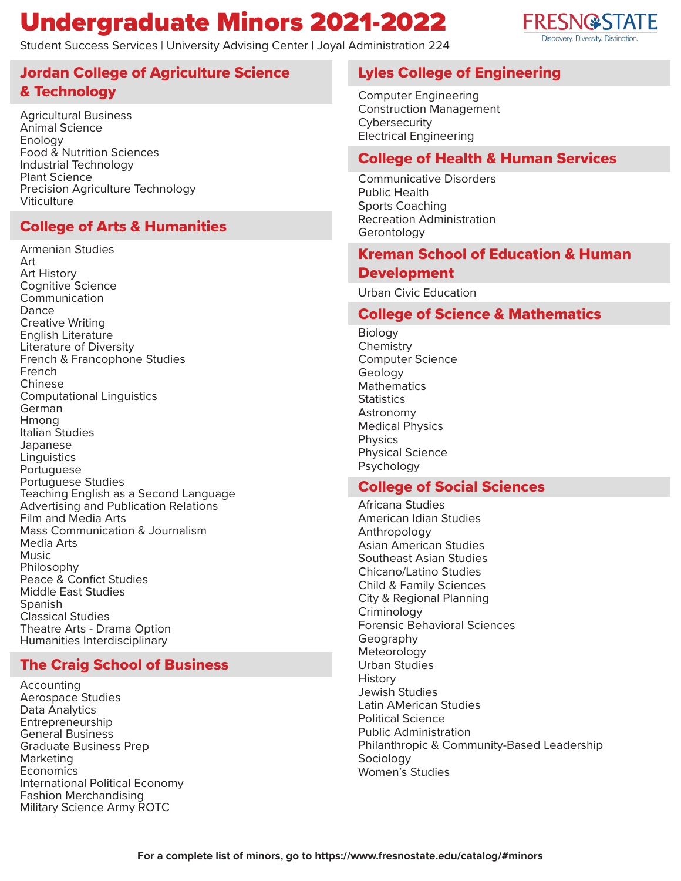# Undergraduate Minors 2021-2022

Student Success Services | University Advising Center | Joyal Administration 224

FRESNO STATE
Discovery. Diversity. Distinction.

## Jordan College of Agriculture Science & Technology

Agricultural Business
Animal Science
Enology
Food & Nutrition Sciences
Industrial Technology
Plant Science
Precision Agriculture Technology
Viticulture

## College of Arts & Humanities

Armenian Studies
Art
Art History
Cognitive Science
Communication
Dance
Creative Writing
English Literature
Literature of Diversity
French & Francophone Studies
French
Chinese
Computational Linguistics
German
Hmong
Italian Studies
Japanese
Linguistics
Portuguese
Portuguese Studies
Teaching English as a Second Language
Advertising and Publication Relations
Film and Media Arts
Mass Communication & Journalism
Media Arts
Music
Philosophy
Peace & Confict Studies
Middle East Studies
Spanish
Classical Studies
Theatre Arts - Drama Option
Humanities Interdisciplinary

## The Craig School of Business

Accounting
Aerospace Studies
Data Analytics
Entrepreneurship
General Business
Graduate Business Prep
Marketing
Economics
International Political Economy
Fashion Merchandising
Military Science Army ROTC

## Lyles College of Engineering

Computer Engineering
Construction Management
Cybersecurity
Electrical Engineering

## College of Health & Human Services

Communicative Disorders
Public Health
Sports Coaching
Recreation Administration
Gerontology

## Kreman School of Education & Human Development

Urban Civic Education

## College of Science & Mathematics

Biology
Chemistry
Computer Science
Geology
Mathematics
Statistics
Astronomy
Medical Physics
Physics
Physical Science
Psychology

## College of Social Sciences

Africana Studies
American Idian Studies
Anthropology
Asian American Studies
Southeast Asian Studies
Chicano/Latino Studies
Child & Family Sciences
City & Regional Planning
Criminology
Forensic Behavioral Sciences
Geography
Meteorology
Urban Studies
History
Jewish Studies
Latin AMerican Studies
Political Science
Public Administration
Philanthropic & Community-Based Leadership
Sociology
Women's Studies

**For a complete list of minors, go to https://www.fresnostate.edu/catalog/#minors**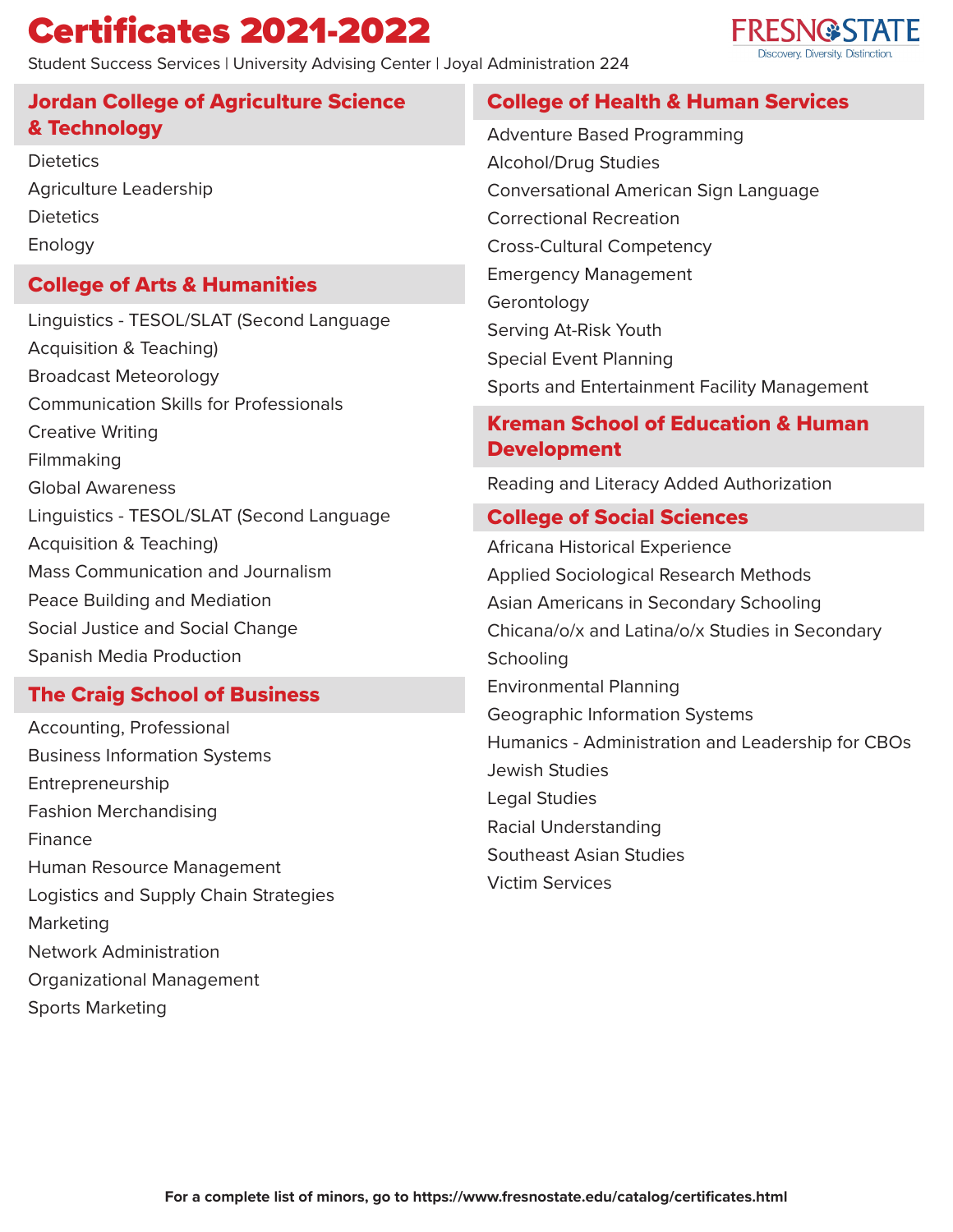# Certificates 2021-2022

Student Success Services | University Advising Center | Joyal Administration 224

FRESNO STATE
Discovery. Diversity. Distinction.

## Jordan College of Agriculture Science & Technology

- Dietetics
- Agriculture Leadership
- Dietetics
- Enology

## College of Arts & Humanities

- Linguistics - TESOL/SLAT (Second Language Acquisition & Teaching)
- Broadcast Meteorology
- Communication Skills for Professionals
- Creative Writing
- Filmmaking
- Global Awareness
- Linguistics - TESOL/SLAT (Second Language Acquisition & Teaching)
- Mass Communication and Journalism
- Peace Building and Mediation
- Social Justice and Social Change
- Spanish Media Production

## The Craig School of Business

- Accounting, Professional
- Business Information Systems
- Entrepreneurship
- Fashion Merchandising
- Finance
- Human Resource Management
- Logistics and Supply Chain Strategies
- Marketing
- Network Administration
- Organizational Management
- Sports Marketing

## College of Health & Human Services

- Adventure Based Programming
- Alcohol/Drug Studies
- Conversational American Sign Language
- Correctional Recreation
- Cross-Cultural Competency
- Emergency Management
- Gerontology
- Serving At-Risk Youth
- Special Event Planning
- Sports and Entertainment Facility Management

## Kreman School of Education & Human Development

- Reading and Literacy Added Authorization

## College of Social Sciences

- Africana Historical Experience
- Applied Sociological Research Methods
- Asian Americans in Secondary Schooling
- Chicana/o/x and Latina/o/x Studies in Secondary Schooling
- Environmental Planning
- Geographic Information Systems
- Humanics - Administration and Leadership for CBOs
- Jewish Studies
- Legal Studies
- Racial Understanding
- Southeast Asian Studies
- Victim Services

**For a complete list of minors, go to https://www.fresnostate.edu/catalog/certificates.html**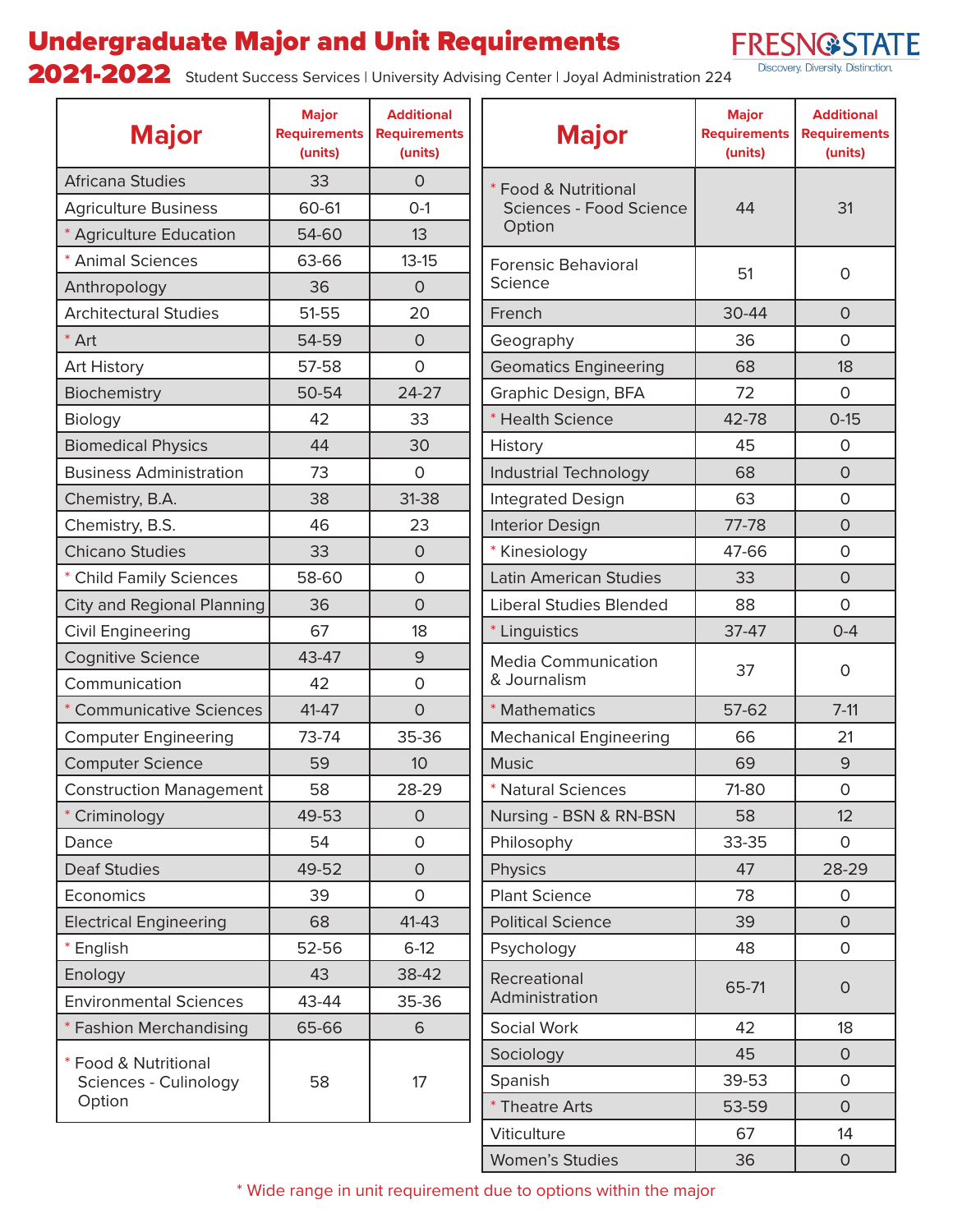# Undergraduate Major and Unit Requirements 2021-2022

Student Success Services | University Advising Center | Joyal Administration 224

FRESNO STATE
Discovery. Diversity. Distinction.

| Major | Major Requirements (units) | Additional Requirements (units) |
|---|---|---|
| Africana Studies | 33 | 0 |
| Agriculture Business | 60-61 | 0-1 |
| * Agriculture Education | 54-60 | 13 |
| * Animal Sciences | 63-66 | 13-15 |
| Anthropology | 36 | 0 |
| Architectural Studies | 51-55 | 20 |
| * Art | 54-59 | 0 |
| Art History | 57-58 | 0 |
| Biochemistry | 50-54 | 24-27 |
| Biology | 42 | 33 |
| Biomedical Physics | 44 | 30 |
| Business Administration | 73 | 0 |
| Chemistry, B.A. | 38 | 31-38 |
| Chemistry, B.S. | 46 | 23 |
| Chicano Studies | 33 | 0 |
| * Child Family Sciences | 58-60 | 0 |
| City and Regional Planning | 36 | 0 |
| Civil Engineering | 67 | 18 |
| Cognitive Science | 43-47 | 9 |
| Communication | 42 | 0 |
| * Communicative Sciences | 41-47 | 0 |
| Computer Engineering | 73-74 | 35-36 |
| Computer Science | 59 | 10 |
| Construction Management | 58 | 28-29 |
| * Criminology | 49-53 | 0 |
| Dance | 54 | 0 |
| Deaf Studies | 49-52 | 0 |
| Economics | 39 | 0 |
| Electrical Engineering | 68 | 41-43 |
| * English | 52-56 | 6-12 |
| Enology | 43 | 38-42 |
| Environmental Sciences | 43-44 | 35-36 |
| * Fashion Merchandising | 65-66 | 6 |
| * Food & Nutritional Sciences - Culinology Option | 58 | 17 |
| * Food & Nutritional Sciences - Food Science Option | 44 | 31 |
| Forensic Behavioral Science | 51 | 0 |
| French | 30-44 | 0 |
| Geography | 36 | 0 |
| Geomatics Engineering | 68 | 18 |
| Graphic Design, BFA | 72 | 0 |
| * Health Science | 42-78 | 0-15 |
| History | 45 | 0 |
| Industrial Technology | 68 | 0 |
| Integrated Design | 63 | 0 |
| Interior Design | 77-78 | 0 |
| * Kinesiology | 47-66 | 0 |
| Latin American Studies | 33 | 0 |
| Liberal Studies Blended | 88 | 0 |
| * Linguistics | 37-47 | 0-4 |
| Media Communication & Journalism | 37 | 0 |
| * Mathematics | 57-62 | 7-11 |
| Mechanical Engineering | 66 | 21 |
| Music | 69 | 9 |
| * Natural Sciences | 71-80 | 0 |
| Nursing - BSN & RN-BSN | 58 | 12 |
| Philosophy | 33-35 | 0 |
| Physics | 47 | 28-29 |
| Plant Science | 78 | 0 |
| Political Science | 39 | 0 |
| Psychology | 48 | 0 |
| Recreational Administration | 65-71 | 0 |
| Social Work | 42 | 18 |
| Sociology | 45 | 0 |
| Spanish | 39-53 | 0 |
| * Theatre Arts | 53-59 | 0 |
| Viticulture | 67 | 14 |
| Women's Studies | 36 | 0 |

* Wide range in unit requirement due to options within the major